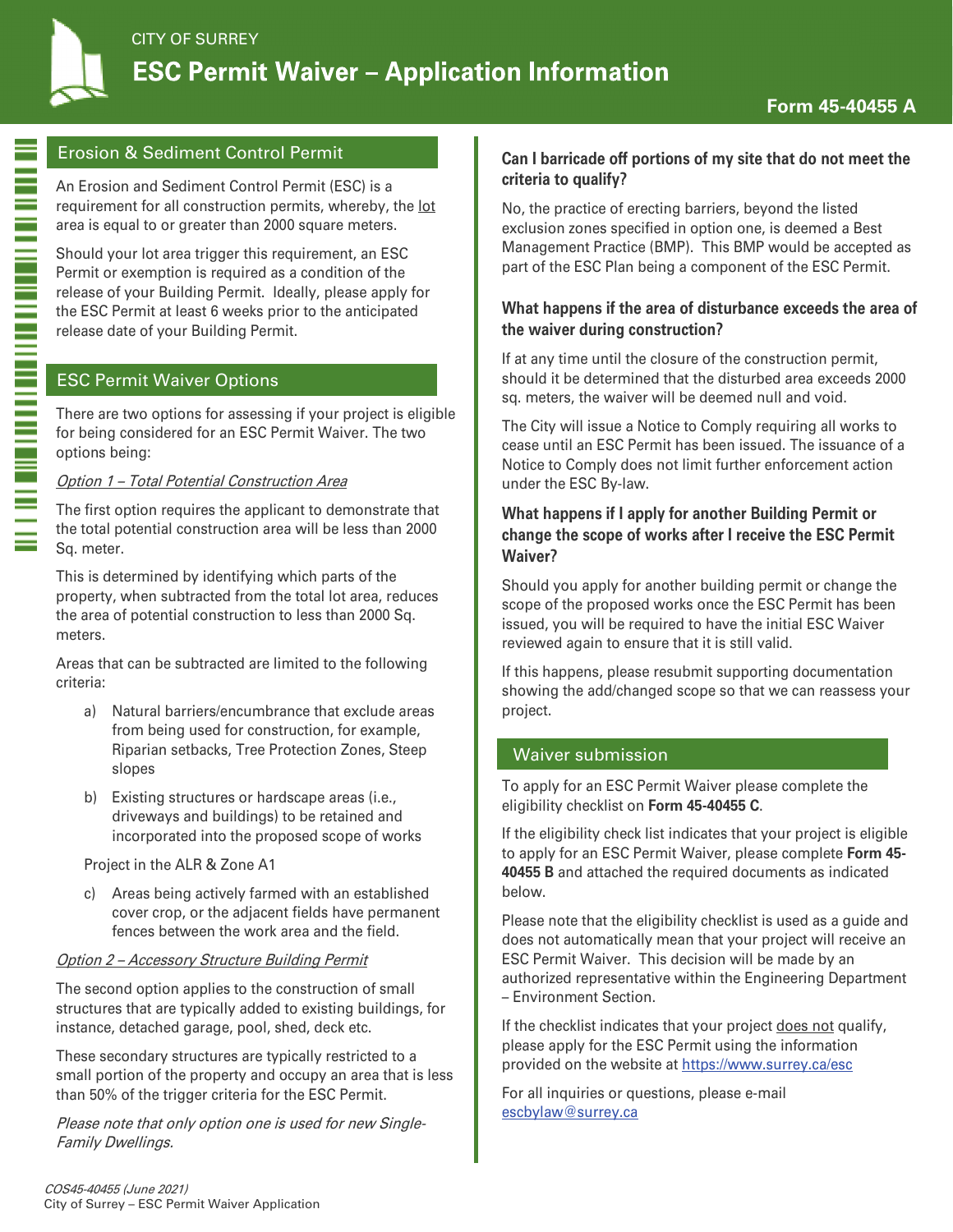CITY OF SURREY

# ESC Permit Waiver – Application Information

**Form 45-40455 A**

## Erosion & Sediment Control Permit

An Erosion and Sediment Control Permit (ESC) is a requirement for all construction permits, whereby, the lot area is equal to or greater than 2000 square meters.

Should your lot area trigger this requirement, an ESC Permit or exemption is required as a condition of the release of your Building Permit. Ideally, please apply for the ESC Permit at least 6 weeks prior to the anticipated release date of your Building Permit.

## ESC Permit Waiver Options

There are two options for assessing if your project is eligible for being considered for an ESC Permit Waiver. The two options being:

*Option 1 – Total Potential Construction Area*

The first option requires the applicant to demonstrate that the total potential construction area will be less than 2000 Sq. meter.

This is determined by identifying which parts of the property, when subtracted from the total lot area, reduces the area of potential construction to less than 2000 Sq. meters.

Areas that can be subtracted are limited to the following criteria:

a) Natural barriers/encumbrance that exclude areas from being used for construction, for example, Riparian setbacks, Tree Protection Zones, Steep slopes

b) Existing structures or hardscape areas (i.e., driveways and buildings) to be retained and incorporated into the proposed scope of works

Project in the ALR & Zone A1

c) Areas being actively farmed with an established cover crop, or the adjacent fields have permanent fences between the work area and the field.

*Option 2 – Accessory Structure Building Permit*

The second option applies to the construction of small structures that are typically added to existing buildings, for instance, detached garage, pool, shed, deck etc.

These secondary structures are typically restricted to a small portion of the property and occupy an area that is less than 50% of the trigger criteria for the ESC Permit.

*Please note that only option one is used for new Single-Family Dwellings.*

### Can I barricade off portions of my site that do not meet the criteria to qualify?

No, the practice of erecting barriers, beyond the listed exclusion zones specified in option one, is deemed a Best Management Practice (BMP). This BMP would be accepted as part of the ESC Plan being a component of the ESC Permit.

### What happens if the area of disturbance exceeds the area of the waiver during construction?

If at any time until the closure of the construction permit, should it be determined that the disturbed area exceeds 2000 sq. meters, the waiver will be deemed null and void.

The City will issue a Notice to Comply requiring all works to cease until an ESC Permit has been issued. The issuance of a Notice to Comply does not limit further enforcement action under the ESC By-law.

### What happens if I apply for another Building Permit or change the scope of works after I receive the ESC Permit Waiver?

Should you apply for another building permit or change the scope of the proposed works once the ESC Permit has been issued, you will be required to have the initial ESC Waiver reviewed again to ensure that it is still valid.

If this happens, please resubmit supporting documentation showing the add/changed scope so that we can reassess your project.

## Waiver submission

To apply for an ESC Permit Waiver please complete the eligibility checklist on **Form 45-40455 C**.

If the eligibility check list indicates that your project is eligible to apply for an ESC Permit Waiver, please complete **Form 45-40455 B** and attached the required documents as indicated below.

Please note that the eligibility checklist is used as a guide and does not automatically mean that your project will receive an ESC Permit Waiver. This decision will be made by an authorized representative within the Engineering Department – Environment Section.

If the checklist indicates that your project does not qualify, please apply for the ESC Permit using the information provided on the website at https://www.surrey.ca/esc

For all inquiries or questions, please e-mail escbylaw@surrey.ca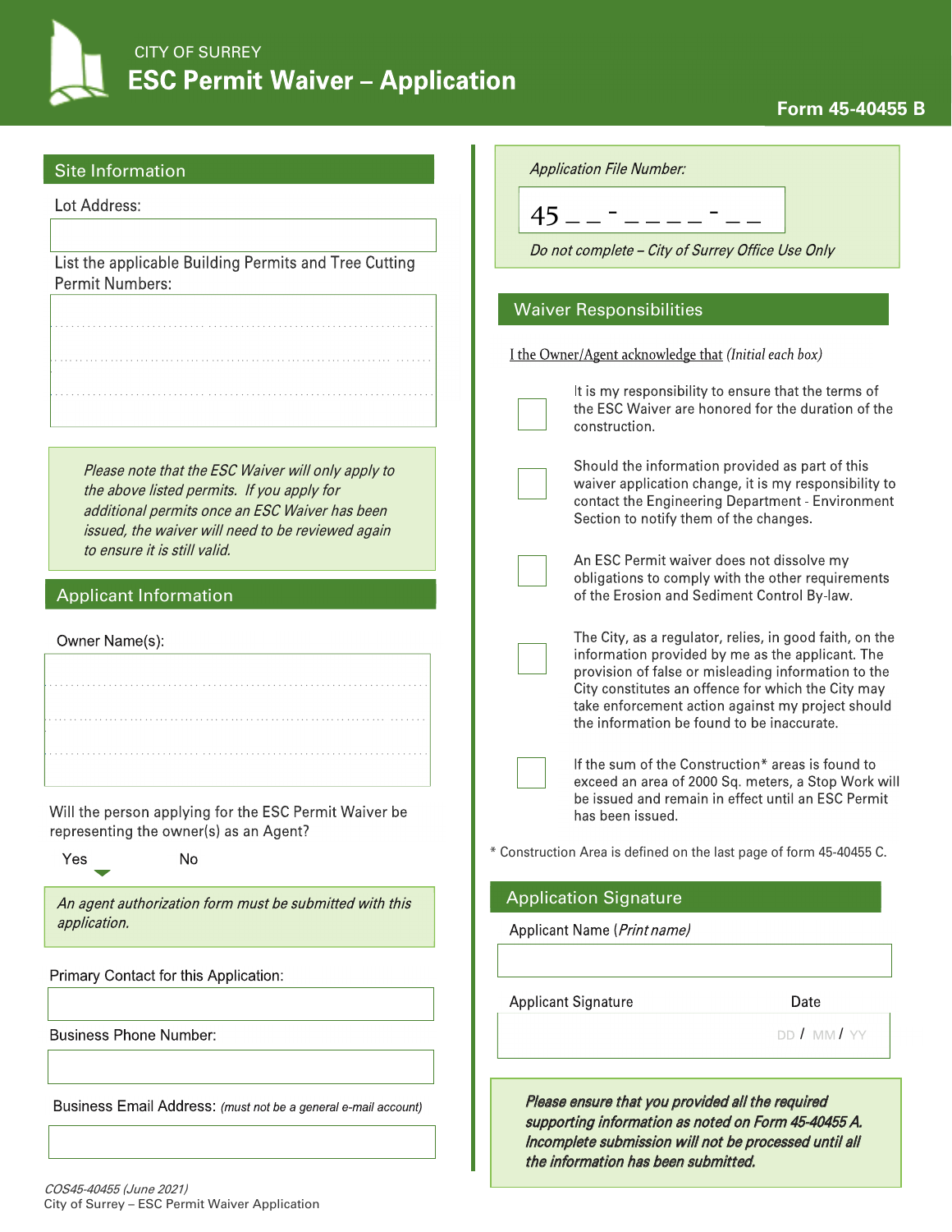CITY OF SURREY

# ESC Permit Waiver – Application

**Form 45-40455 B**

## Site Information

Lot Address:

List the applicable Building Permits and Tree Cutting Permit Numbers:

*Please note that the ESC Waiver will only apply to the above listed permits. If you apply for additional permits once an ESC Waiver has been issued, the waiver will need to be reviewed again to ensure it is still valid.*

## Applicant Information

Owner Name(s):

Will the person applying for the ESC Permit Waiver be representing the owner(s) as an Agent?

Yes No

*An agent authorization form must be submitted with this application.*

Primary Contact for this Application:

Business Phone Number:

Business Email Address: *(must not be a general e-mail account)*

*Application File Number:*

45 _ _ - _ _ _ _ - _ _

*Do not complete – City of Surrey Office Use Only*

## Waiver Responsibilities

I the Owner/Agent acknowledge that *(Initial each box)*

- [ ] It is my responsibility to ensure that the terms of the ESC Waiver are honored for the duration of the construction.
- [ ] Should the information provided as part of this waiver application change, it is my responsibility to contact the Engineering Department - Environment Section to notify them of the changes.
- [ ] An ESC Permit waiver does not dissolve my obligations to comply with the other requirements of the Erosion and Sediment Control By-law.
- [ ] The City, as a regulator, relies, in good faith, on the information provided by me as the applicant. The provision of false or misleading information to the City constitutes an offence for which the City may take enforcement action against my project should the information be found to be inaccurate.
- [ ] If the sum of the Construction* areas is found to exceed an area of 2000 Sq. meters, a Stop Work will be issued and remain in effect until an ESC Permit has been issued.

* Construction Area is defined on the last page of form 45-40455 C.

## Application Signature

Applicant Name (*Print name*)

Applicant Signature

Date DD / MM / YY

***Please ensure that you provided all the required supporting information as noted on Form 45-40455 A. Incomplete submission will not be processed until all the information has been submitted.***

*COS45-40455 (June 2021)*
City of Surrey – ESC Permit Waiver Application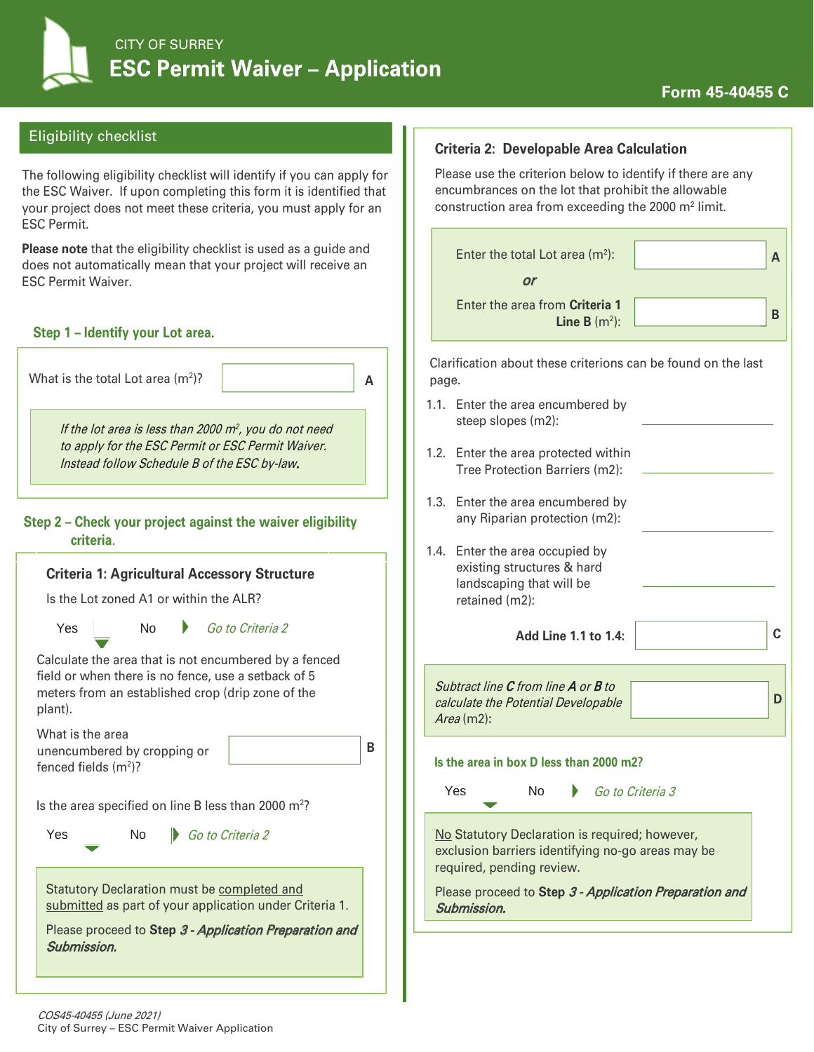CITY OF SURREY

# ESC Permit Waiver – Application

**Form 45-40455 C**

## Eligibility checklist

The following eligibility checklist will identify if you can apply for the ESC Waiver. If upon completing this form it is identified that your project does not meet these criteria, you must apply for an ESC Permit.

**Please note** that the eligibility checklist is used as a guide and does not automatically mean that your project will receive an ESC Permit Waiver.

### Step 1 – Identify your Lot area.

What is the total Lot area ($m^2$)? ____________ **A**

*If the lot area is less than 2000 $m^2$, you do not need to apply for the ESC Permit or ESC Permit Waiver. Instead follow Schedule B of the ESC by-law.*

### Step 2 – Check your project against the waiver eligibility criteria.

#### Criteria 1: Agricultural Accessory Structure

Is the Lot zoned A1 or within the ALR?

Yes ▼ No ▶ *Go to Criteria 2*

Calculate the area that is not encumbered by a fenced field or when there is no fence, use a setback of 5 meters from an established crop (drip zone of the plant).

What is the area unencumbered by cropping or fenced fields ($m^2$)? ____________ **B**

Is the area specified on line B less than 2000 $m^2$?

Yes ▼ No ▶ *Go to Criteria 2*

Statutory Declaration must be completed and submitted as part of your application under Criteria 1.

Please proceed to **Step *3 - Application Preparation and Submission.***

#### Criteria 2: Developable Area Calculation

Please use the criterion below to identify if there are any encumbrances on the lot that prohibit the allowable construction area from exceeding the 2000 $m^2$ limit.

Enter the total Lot area ($m^2$): ____________ **A**

*or*

Enter the area from **Criteria 1 Line B** ($m^2$): ____________ **B**

Clarification about these criterions can be found on the last page.

1.1. Enter the area encumbered by steep slopes (m2): ____________

1.2. Enter the area protected within Tree Protection Barriers (m2): ____________

1.3. Enter the area encumbered by any Riparian protection (m2): ____________

1.4. Enter the area occupied by existing structures & hard landscaping that will be retained (m2): ____________

**Add Line 1.1 to 1.4:** ____________ **C**

*Subtract line **C** from line **A** or **B** to calculate the Potential Developable Area* (m2): ____________ **D**

**Is the area in box D less than 2000 m2?**

Yes ▼ No ▶ *Go to Criteria 3*

No Statutory Declaration is required; however, exclusion barriers identifying no-go areas may be required, pending review.

Please proceed to **Step *3 - Application Preparation and Submission.***

COS45-40455 (June 2021)
City of Surrey – ESC Permit Waiver Application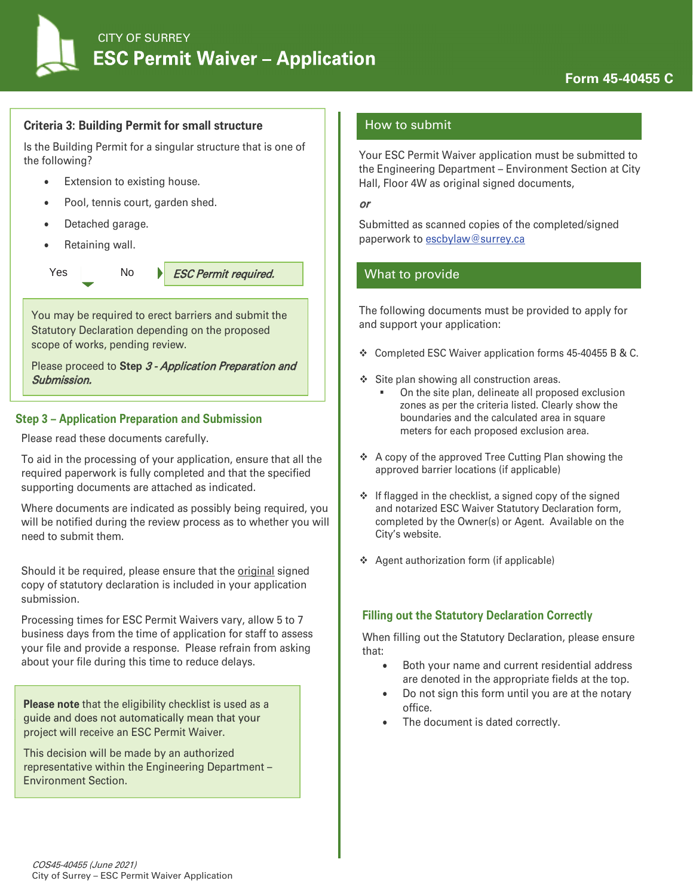# CITY OF SURREY
# ESC Permit Waiver – Application

**Form 45-40455 C**

### Criteria 3: Building Permit for small structure

Is the Building Permit for a singular structure that is one of the following?

- Extension to existing house.
- Pool, tennis court, garden shed.
- Detached garage.
- Retaining wall.

Yes No *ESC Permit required.*

You may be required to erect barriers and submit the Statutory Declaration depending on the proposed scope of works, pending review.

Please proceed to **Step *3 - Application Preparation and Submission.***

## Step 3 – Application Preparation and Submission

Please read these documents carefully.

To aid in the processing of your application, ensure that all the required paperwork is fully completed and that the specified supporting documents are attached as indicated.

Where documents are indicated as possibly being required, you will be notified during the review process as to whether you will need to submit them.

Should it be required, please ensure that the original signed copy of statutory declaration is included in your application submission.

Processing times for ESC Permit Waivers vary, allow 5 to 7 business days from the time of application for staff to assess your file and provide a response. Please refrain from asking about your file during this time to reduce delays.

**Please note** that the eligibility checklist is used as a guide and does not automatically mean that your project will receive an ESC Permit Waiver.

This decision will be made by an authorized representative within the Engineering Department – Environment Section.

## How to submit

Your ESC Permit Waiver application must be submitted to the Engineering Department – Environment Section at City Hall, Floor 4W as original signed documents,

*or*

Submitted as scanned copies of the completed/signed paperwork to escbylaw@surrey.ca

## What to provide

The following documents must be provided to apply for and support your application:

- Completed ESC Waiver application forms 45-40455 B & C.
- Site plan showing all construction areas.
  - On the site plan, delineate all proposed exclusion zones as per the criteria listed. Clearly show the boundaries and the calculated area in square meters for each proposed exclusion area.
- A copy of the approved Tree Cutting Plan showing the approved barrier locations (if applicable)
- If flagged in the checklist, a signed copy of the signed and notarized ESC Waiver Statutory Declaration form, completed by the Owner(s) or Agent. Available on the City's website.
- Agent authorization form (if applicable)

### Filling out the Statutory Declaration Correctly

When filling out the Statutory Declaration, please ensure that:

- Both your name and current residential address are denoted in the appropriate fields at the top.
- Do not sign this form until you are at the notary office.
- The document is dated correctly.

*COS45-40455 (June 2021)*
City of Surrey – ESC Permit Waiver Application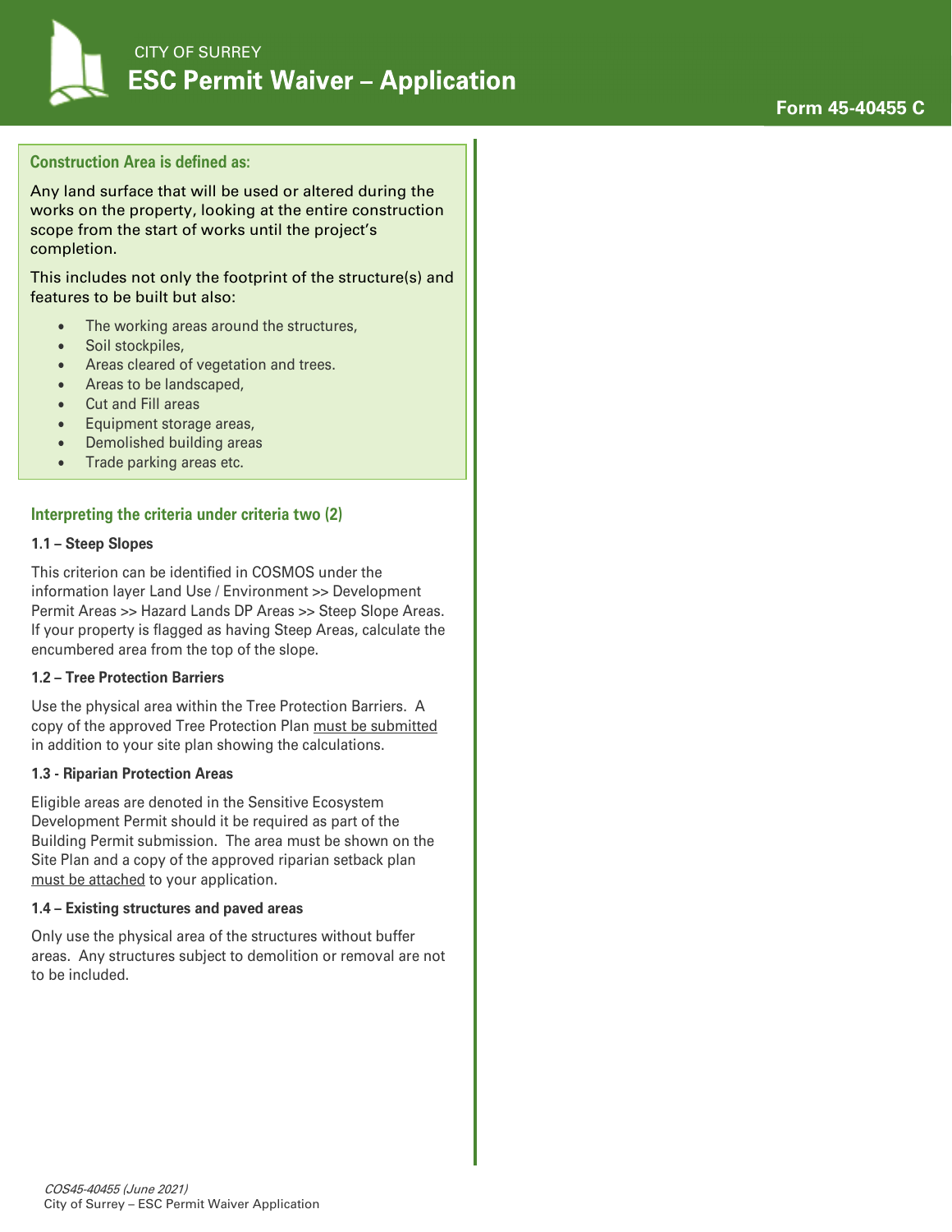## Construction Area is defined as:

Any land surface that will be used or altered during the works on the property, looking at the entire construction scope from the start of works until the project's completion.

This includes not only the footprint of the structure(s) and features to be built but also:

- The working areas around the structures,
- Soil stockpiles,
- Areas cleared of vegetation and trees.
- Areas to be landscaped,
- Cut and Fill areas
- Equipment storage areas,
- Demolished building areas
- Trade parking areas etc.

## Interpreting the criteria under criteria two (2)

### 1.1 – Steep Slopes

This criterion can be identified in COSMOS under the information layer Land Use / Environment >> Development Permit Areas >> Hazard Lands DP Areas >> Steep Slope Areas. If your property is flagged as having Steep Areas, calculate the encumbered area from the top of the slope.

### 1.2 – Tree Protection Barriers

Use the physical area within the Tree Protection Barriers. A copy of the approved Tree Protection Plan must be submitted in addition to your site plan showing the calculations.

### 1.3 - Riparian Protection Areas

Eligible areas are denoted in the Sensitive Ecosystem Development Permit should it be required as part of the Building Permit submission. The area must be shown on the Site Plan and a copy of the approved riparian setback plan must be attached to your application.

### 1.4 – Existing structures and paved areas

Only use the physical area of the structures without buffer areas. Any structures subject to demolition or removal are not to be included.